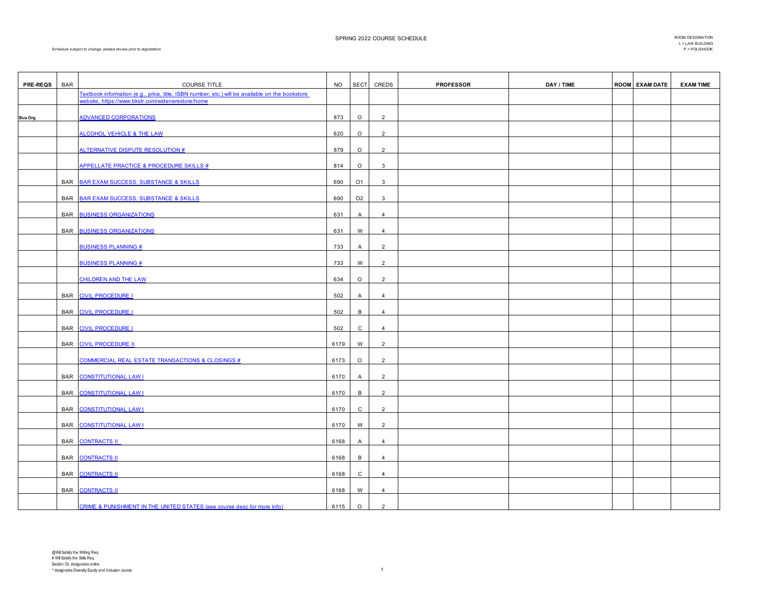SPRING 2022 COURSE SCHEDULE

Schedule subject to change, please review prior to registration

ROOM DESIGNATION
L = LAW BUILDING
P = POLISHOOK

| PRE-REQS | BAR | COURSE TITLE | NO | SECT | CREDS | PROFESSOR | DAY / TIME | ROOM | EXAM DATE | EXAM TIME |
|---|---|---|---|---|---|---|---|---|---|---|
| | | Textbook information (e.g., price, title, ISBN number, etc.) will be available on the bookstore website, https://www.bkstr.com/widenerestore/home | | | | | | | | |
| Bus Org | | ADVANCED CORPORATIONS | 873 | O | 2 | | | | | |
| | | ALCOHOL VEHICLE & THE LAW | 620 | O | 2 | | | | | |
| | | ALTERNATIVE DISPUTE RESOLUTION # | 879 | O | 2 | | | | | |
| | | APPELLATE PRACTICE & PROCEDURE SKILLS # | 814 | O | 3 | | | | | |
| | BAR | BAR EXAM SUCCESS: SUBSTANCE & SKILLS | 690 | O1 | 3 | | | | | |
| | BAR | BAR EXAM SUCCESS: SUBSTANCE & SKILLS | 690 | O2 | 3 | | | | | |
| | BAR | BUSINESS ORGANIZATIONS | 631 | A | 4 | | | | | |
| | BAR | BUSINESS ORGANIZATIONS | 631 | W | 4 | | | | | |
| | | BUSINESS PLANNING # | 733 | A | 2 | | | | | |
| | | BUSINESS PLANNING # | 733 | W | 2 | | | | | |
| | | CHILDREN AND THE LAW | 634 | O | 2 | | | | | |
| | BAR | CIVIL PROCEDURE I | 502 | A | 4 | | | | | |
| | BAR | CIVIL PROCEDURE I | 502 | B | 4 | | | | | |
| | BAR | CIVIL PROCEDURE I | 502 | C | 4 | | | | | |
| | BAR | CIVIL PROCEDURE II | 6179 | W | 2 | | | | | |
| | | COMMERCIAL REAL ESTATE TRANSACTIONS & CLOSINGS # | 6173 | O | 2 | | | | | |
| | BAR | CONSTITUTIONAL LAW I | 6170 | A | 2 | | | | | |
| | BAR | CONSTITUTIONAL LAW I | 6170 | B | 2 | | | | | |
| | BAR | CONSTITUTIONAL LAW I | 6170 | C | 2 | | | | | |
| | BAR | CONSTITUTIONAL LAW I | 6170 | W | 2 | | | | | |
| | BAR | CONTRACTS II | 6168 | A | 4 | | | | | |
| | BAR | CONTRACTS II | 6168 | B | 4 | | | | | |
| | BAR | CONTRACTS II | 6168 | C | 4 | | | | | |
| | BAR | CONTRACTS II | 6168 | W | 4 | | | | | |
| | | CRIME & PUNISHMENT IN THE UNITED STATES (see course desc for more info) | 6115 | O | 2 | | | | | |

@Will Satisfy the Writing Req.
# Will Satisfy the Skills Req.
Section OL designates online
^ designates Diversity Equity and Inclusion course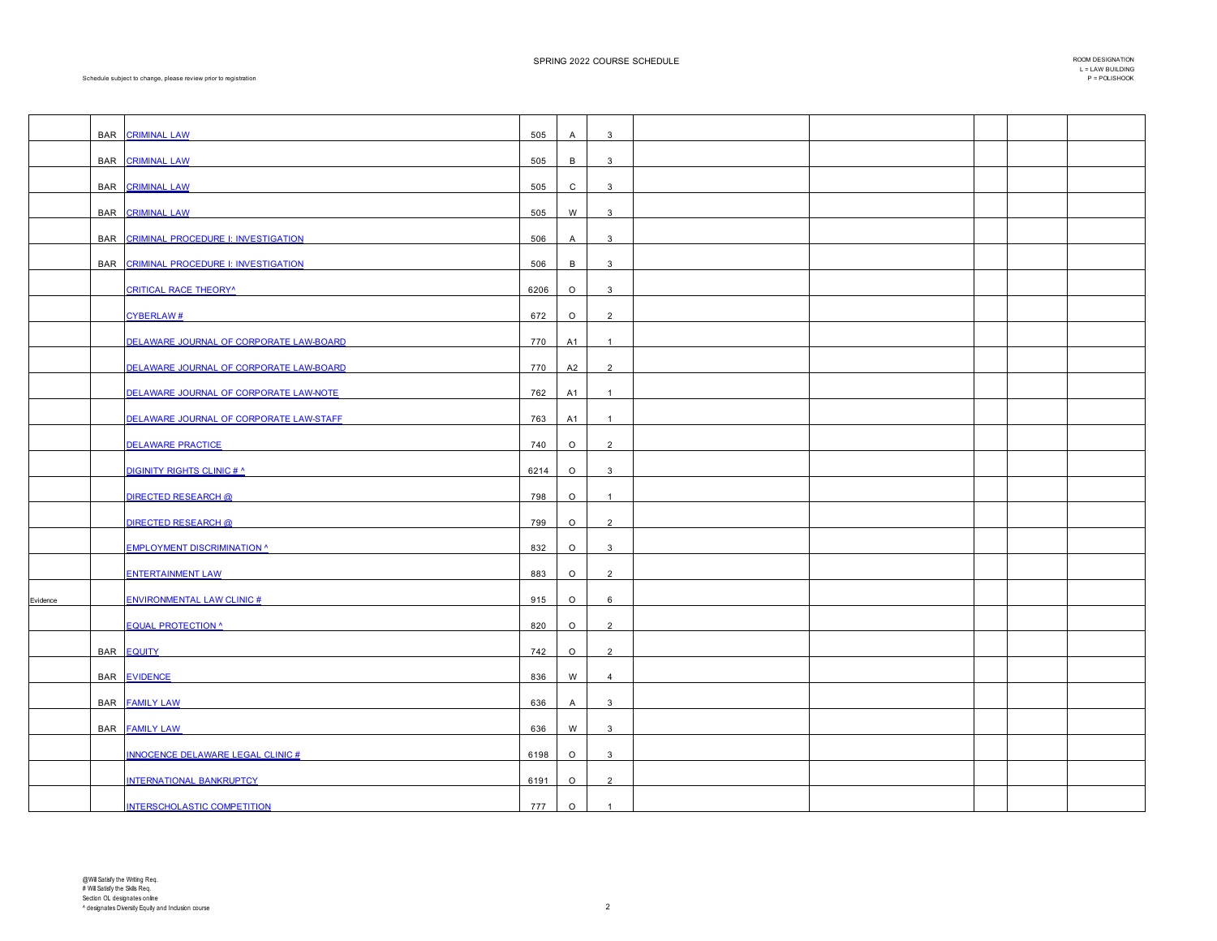SPRING 2022 COURSE SCHEDULE

ROOM DESIGNATION
L = LAW BUILDING
P = POLISHOOK

Schedule subject to change, please review prior to registration

| | | | | | | | | | | |
|---|---|---|---|---|---|---|---|---|---|---|
| | BAR | CRIMINAL LAW | 505 | A | 3 | | | | | |
| | BAR | CRIMINAL LAW | 505 | B | 3 | | | | | |
| | BAR | CRIMINAL LAW | 505 | C | 3 | | | | | |
| | BAR | CRIMINAL LAW | 505 | W | 3 | | | | | |
| | BAR | CRIMINAL PROCEDURE I: INVESTIGATION | 506 | A | 3 | | | | | |
| | BAR | CRIMINAL PROCEDURE I: INVESTIGATION | 506 | B | 3 | | | | | |
| | | CRITICAL RACE THEORY^ | 6206 | O | 3 | | | | | |
| | | CYBERLAW # | 672 | O | 2 | | | | | |
| | | DELAWARE JOURNAL OF CORPORATE LAW-BOARD | 770 | A1 | 1 | | | | | |
| | | DELAWARE JOURNAL OF CORPORATE LAW-BOARD | 770 | A2 | 2 | | | | | |
| | | DELAWARE JOURNAL OF CORPORATE LAW-NOTE | 762 | A1 | 1 | | | | | |
| | | DELAWARE JOURNAL OF CORPORATE LAW-STAFF | 763 | A1 | 1 | | | | | |
| | | DELAWARE PRACTICE | 740 | O | 2 | | | | | |
| | | DIGINITY RIGHTS CLINIC # ^ | 6214 | O | 3 | | | | | |
| | | DIRECTED RESEARCH @ | 798 | O | 1 | | | | | |
| | | DIRECTED RESEARCH @ | 799 | O | 2 | | | | | |
| | | EMPLOYMENT DISCRIMINATION ^ | 832 | O | 3 | | | | | |
| | | ENTERTAINMENT LAW | 883 | O | 2 | | | | | |
| Evidence | | ENVIRONMENTAL LAW CLINIC # | 915 | O | 6 | | | | | |
| | | EQUAL PROTECTION ^ | 820 | O | 2 | | | | | |
| | BAR | EQUITY | 742 | O | 2 | | | | | |
| | BAR | EVIDENCE | 836 | W | 4 | | | | | |
| | BAR | FAMILY LAW | 636 | A | 3 | | | | | |
| | BAR | FAMILY LAW | 636 | W | 3 | | | | | |
| | | INNOCENCE DELAWARE LEGAL CLINIC # | 6198 | O | 3 | | | | | |
| | | INTERNATIONAL BANKRUPTCY | 6191 | O | 2 | | | | | |
| | | INTERSCHOLASTIC COMPETITION | 777 | O | 1 | | | | | |

@Will Satisfy the Writing Req.
# Will Satisfy the Skills Req.
Section OL designates online
^ designates Diversity Equity and Inclusion course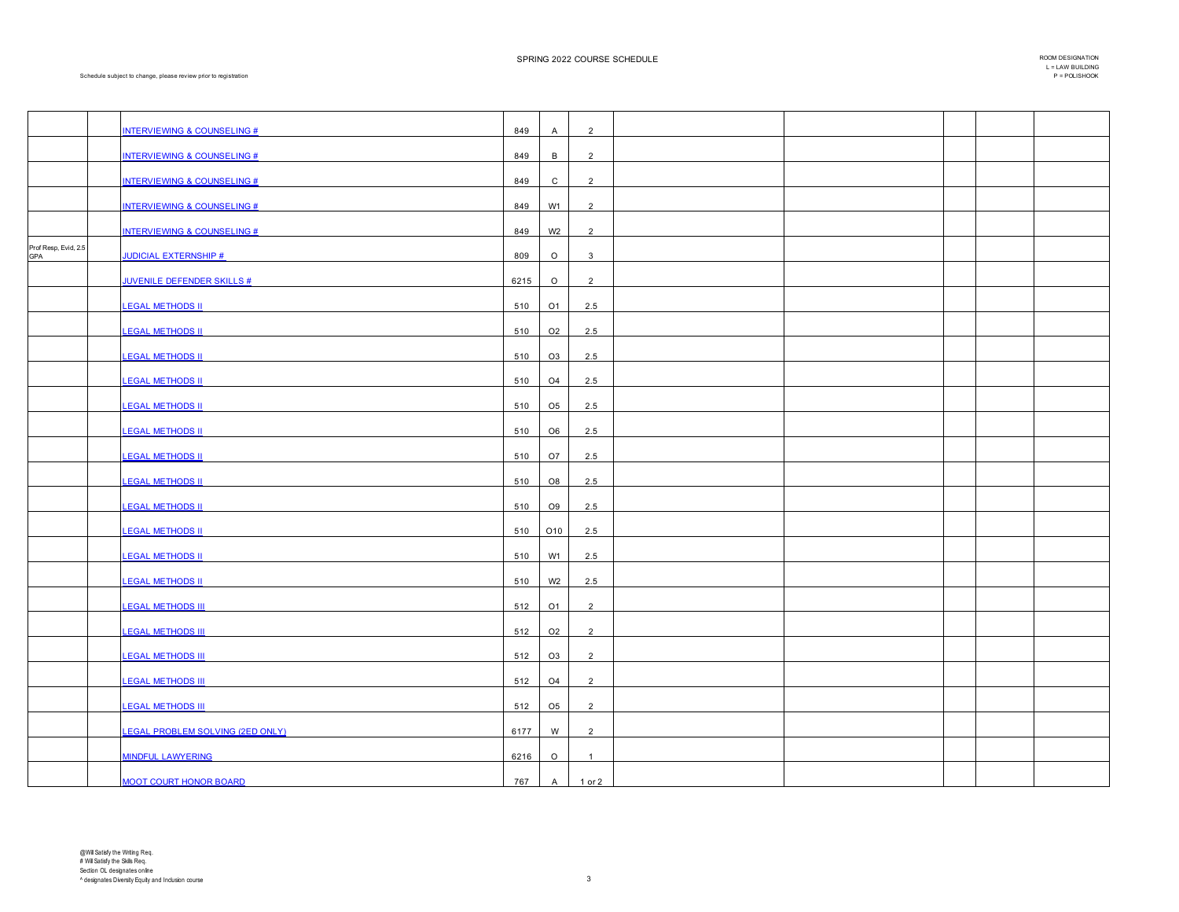SPRING 2022 COURSE SCHEDULE

Schedule subject to change, please review prior to registration

ROOM DESIGNATION
L = LAW BUILDING
P = POLISHOOK

| | | | | | | | | | | | |
|---|---|---|---|---|---|---|---|---|---|---|---|
| | | INTERVIEWING & COUNSELING # | 849 | A | 2 | | | | | | |
| | | INTERVIEWING & COUNSELING # | 849 | B | 2 | | | | | | |
| | | INTERVIEWING & COUNSELING # | 849 | C | 2 | | | | | | |
| | | INTERVIEWING & COUNSELING # | 849 | W1 | 2 | | | | | | |
| | | INTERVIEWING & COUNSELING # | 849 | W2 | 2 | | | | | | |
| Prof Resp, Evid, 2.5 GPA | | JUDICIAL EXTERNSHIP # | 809 | O | 3 | | | | | | |
| | | JUVENILE DEFENDER SKILLS # | 6215 | O | 2 | | | | | | |
| | | LEGAL METHODS II | 510 | O1 | 2.5 | | | | | | |
| | | LEGAL METHODS II | 510 | O2 | 2.5 | | | | | | |
| | | LEGAL METHODS II | 510 | O3 | 2.5 | | | | | | |
| | | LEGAL METHODS II | 510 | O4 | 2.5 | | | | | | |
| | | LEGAL METHODS II | 510 | O5 | 2.5 | | | | | | |
| | | LEGAL METHODS II | 510 | O6 | 2.5 | | | | | | |
| | | LEGAL METHODS II | 510 | O7 | 2.5 | | | | | | |
| | | LEGAL METHODS II | 510 | O8 | 2.5 | | | | | | |
| | | LEGAL METHODS II | 510 | O9 | 2.5 | | | | | | |
| | | LEGAL METHODS II | 510 | O10 | 2.5 | | | | | | |
| | | LEGAL METHODS II | 510 | W1 | 2.5 | | | | | | |
| | | LEGAL METHODS II | 510 | W2 | 2.5 | | | | | | |
| | | LEGAL METHODS III | 512 | O1 | 2 | | | | | | |
| | | LEGAL METHODS III | 512 | O2 | 2 | | | | | | |
| | | LEGAL METHODS III | 512 | O3 | 2 | | | | | | |
| | | LEGAL METHODS III | 512 | O4 | 2 | | | | | | |
| | | LEGAL METHODS III | 512 | O5 | 2 | | | | | | |
| | | LEGAL PROBLEM SOLVING (2ED ONLY) | 6177 | W | 2 | | | | | | |
| | | MINDFUL LAWYERING | 6216 | O | 1 | | | | | | |
| | | MOOT COURT HONOR BOARD | 767 | A | 1 or 2 | | | | | | |

@Will Satisfy the Writing Req.
# Will Satisfy the Skills Req.
Section OL designates online
^ designates Diversity Equity and Inclusion course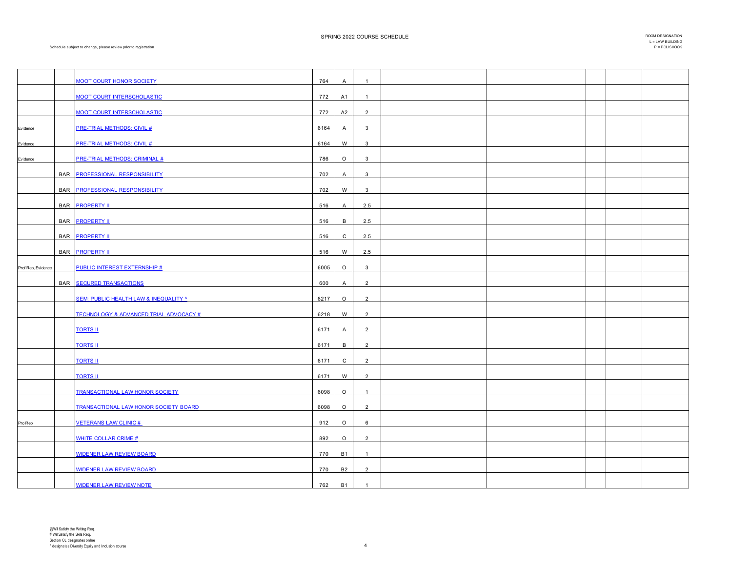SPRING 2022 COURSE SCHEDULE

Schedule subject to change, please review prior to registration

ROOM DESIGNATION
L = LAW BUILDING
P = POLISHOOK

| | | | | | | | | | | |
|---|---|---|---|---|---|---|---|---|---|---|
| | | MOOT COURT HONOR SOCIETY | 764 | A | 1 | | | | | |
| | | MOOT COURT INTERSCHOLASTIC | 772 | A1 | 1 | | | | | |
| | | MOOT COURT INTERSCHOLASTIC | 772 | A2 | 2 | | | | | |
| Evidence | | PRE-TRIAL METHODS: CIVIL # | 6164 | A | 3 | | | | | |
| Evidence | | PRE-TRIAL METHODS: CIVIL # | 6164 | W | 3 | | | | | |
| Evidence | | PRE-TRIAL METHODS: CRIMINAL # | 786 | O | 3 | | | | | |
| | BAR | PROFESSIONAL RESPONSIBILITY | 702 | A | 3 | | | | | |
| | BAR | PROFESSIONAL RESPONSIBILITY | 702 | W | 3 | | | | | |
| | BAR | PROPERTY II | 516 | A | 2.5 | | | | | |
| | BAR | PROPERTY II | 516 | B | 2.5 | | | | | |
| | BAR | PROPERTY II | 516 | C | 2.5 | | | | | |
| | BAR | PROPERTY II | 516 | W | 2.5 | | | | | |
| Prof Rep, Evidence | | PUBLIC INTEREST EXTERNSHIP # | 6005 | O | 3 | | | | | |
| | BAR | SECURED TRANSACTIONS | 600 | A | 2 | | | | | |
| | | SEM: PUBLIC HEALTH LAW & INEQUALITY ^ | 6217 | O | 2 | | | | | |
| | | TECHNOLOGY & ADVANCED TRIAL ADVOCACY # | 6218 | W | 2 | | | | | |
| | | TORTS II | 6171 | A | 2 | | | | | |
| | | TORTS II | 6171 | B | 2 | | | | | |
| | | TORTS II | 6171 | C | 2 | | | | | |
| | | TORTS II | 6171 | W | 2 | | | | | |
| | | TRANSACTIONAL LAW HONOR SOCIETY | 6098 | O | 1 | | | | | |
| | | TRANSACTIONAL LAW HONOR SOCIETY BOARD | 6098 | O | 2 | | | | | |
| Pro Rep | | VETERANS LAW CLINIC # | 912 | O | 6 | | | | | |
| | | WHITE COLLAR CRIME # | 892 | O | 2 | | | | | |
| | | WIDENER LAW REVIEW BOARD | 770 | B1 | 1 | | | | | |
| | | WIDENER LAW REVIEW BOARD | 770 | B2 | 2 | | | | | |
| | | WIDENER LAW REVIEW NOTE | 762 | B1 | 1 | | | | | |

@Will Satisfy the Writing Req.
# Will Satisfy the Skills Req.
Section OL designates online
^ designates Diversity Equity and Inclusion course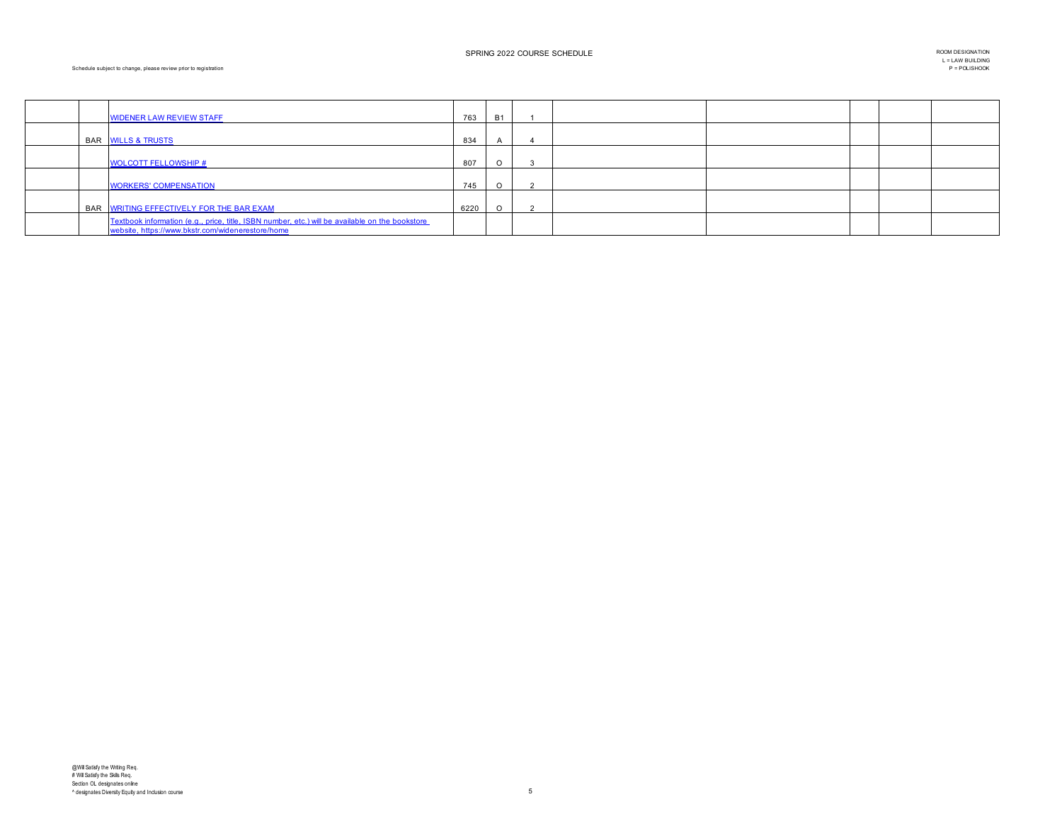SPRING 2022 COURSE SCHEDULE

ROOM DESIGNATION
L = LAW BUILDING
P = POLISHOOK

Schedule subject to change, please review prior to registration

| | | | | | | | | | | |
|---|---|---|---|---|---|---|---|---|---|---|
| | | WIDENER LAW REVIEW STAFF | 763 | B1 | 1 | | | | | |
| | BAR | WILLS & TRUSTS | 834 | A | 4 | | | | | |
| | | WOLCOTT FELLOWSHIP # | 807 | O | 3 | | | | | |
| | | WORKERS' COMPENSATION | 745 | O | 2 | | | | | |
| | BAR | WRITING EFFECTIVELY FOR THE BAR EXAM | 6220 | O | 2 | | | | | |
| | | Textbook information (e.g., price, title, ISBN number, etc.) will be available on the bookstore website, https://www.bkstr.com/widenerestore/home | | | | | | | | |

@Will Satisfy the Writing Req.
# Will Satisfy the Skills Req.
Section OL designates online
^ designates Diversity Equity and Inclusion course